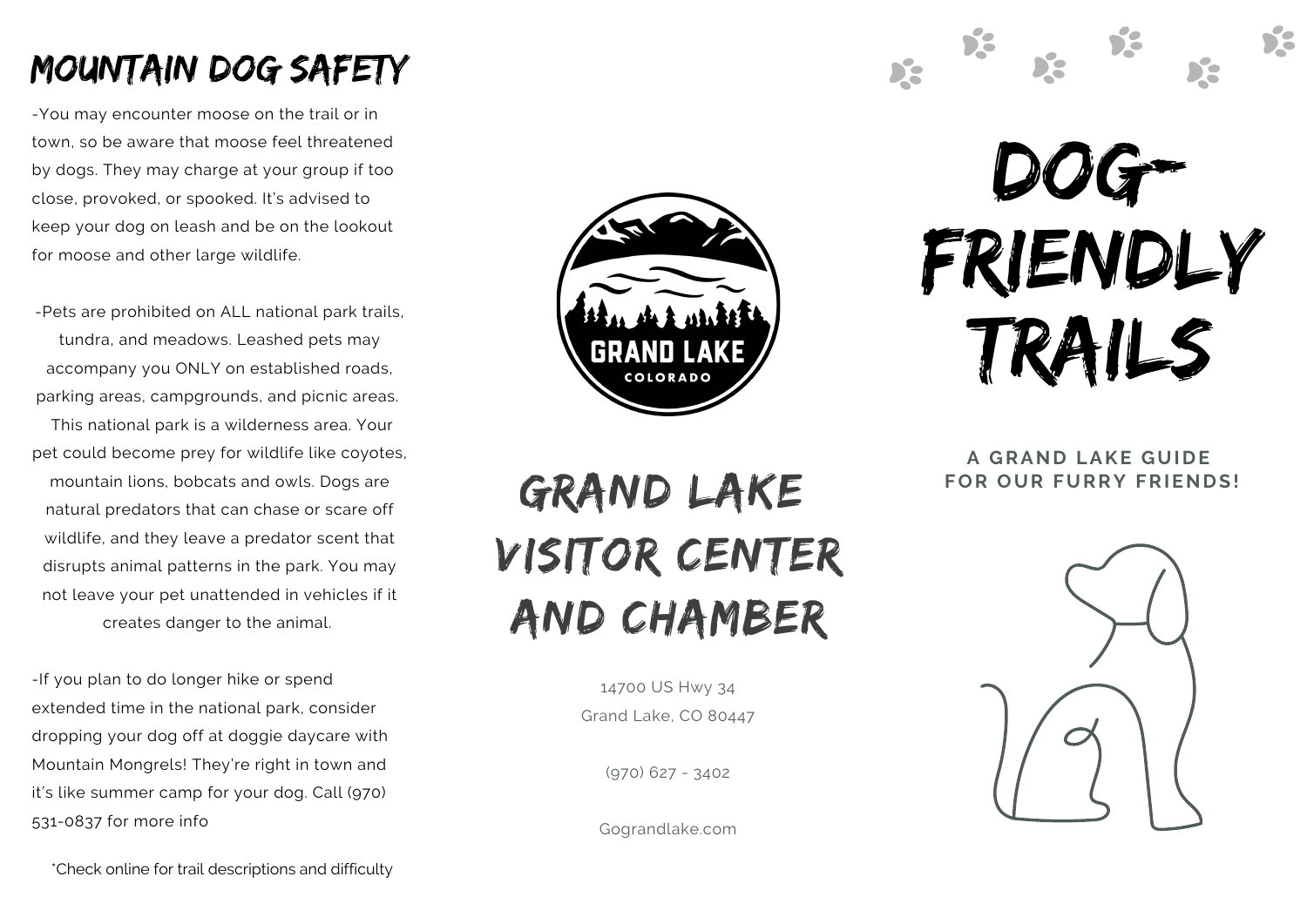## MOUNTAIN DOG SAFETY

-You may encounter moose on the trail or in town, so be aware that moose feel threatened by dogs. They may charge at your group if too close, provoked, or spooked. It's advised to keep your dog on leash and be on the lookout for moose and other large wildlife.

-Pets are prohibited on ALL national park trails, tundra, and meadows. Leashed pets may accompany you ONLY on established roads, parking areas, campgrounds, and picnic areas. This national park is a wilderness area. Your pet could become prey for wildlife like coyotes, mountain lions, bobcats and owls. Dogs are natural predators that can chase or scare off wildlife, and they leave a predator scent that disrupts animal patterns in the park. You may not leave your pet unattended in vehicles if it creates danger to the animal.

-If you plan to do longer hike or spend extended time in the national park, consider dropping your dog off at doggie daycare with Mountain Mongrels! They're right in town and it's like summer camp for your dog. Call (970) 531-0837 for more info

*Check online for trail descriptions and difficulty

GRAND LAKE
COLORADO

## GRAND LAKE VISITOR CENTER AND CHAMBER

14700 US Hwy 34
Grand Lake, CO 80447

(970) 627 - 3402

Gograndlake.com

# DOG-FRIENDLY TRAILS

**A GRAND LAKE GUIDE FOR OUR FURRY FRIENDS!**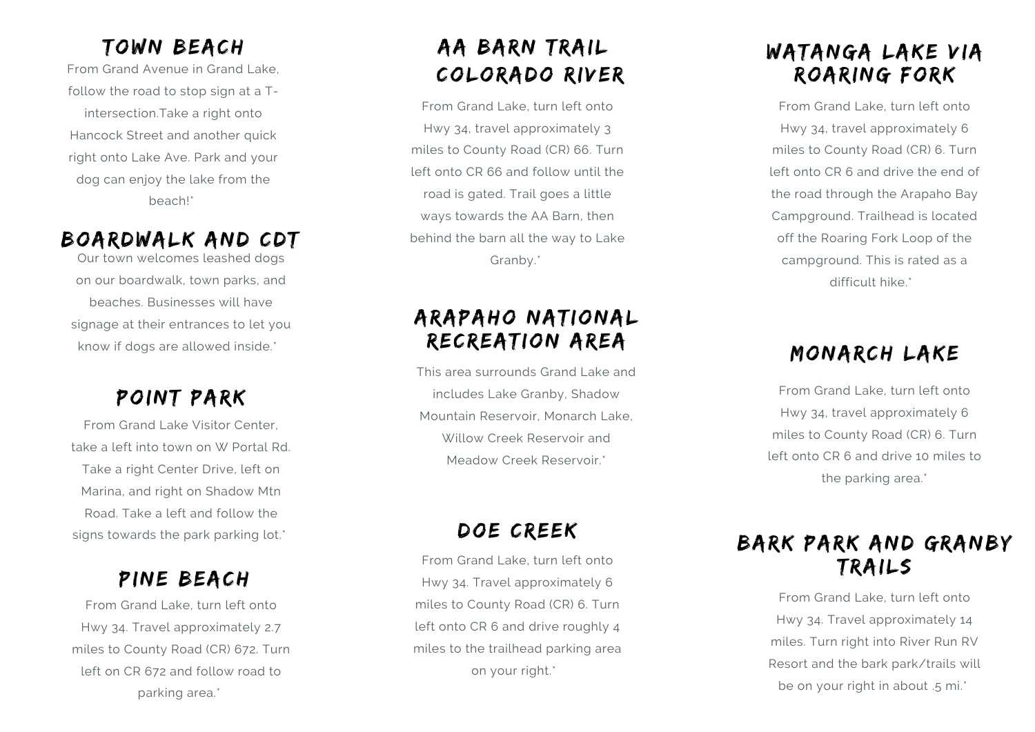## TOWN BEACH

From Grand Avenue in Grand Lake, follow the road to stop sign at a T-intersection.Take a right onto Hancock Street and another quick right onto Lake Ave. Park and your dog can enjoy the lake from the beach!*

## BOARDWALK AND CDT

Our town welcomes leashed dogs on our boardwalk, town parks, and beaches. Businesses will have signage at their entrances to let you know if dogs are allowed inside.*

## POINT PARK

From Grand Lake Visitor Center, take a left into town on W Portal Rd. Take a right Center Drive, left on Marina, and right on Shadow Mtn Road. Take a left and follow the signs towards the park parking lot.*

## PINE BEACH

From Grand Lake, turn left onto Hwy 34. Travel approximately 2.7 miles to County Road (CR) 672. Turn left on CR 672 and follow road to parking area.*

## AA BARN TRAIL COLORADO RIVER

From Grand Lake, turn left onto Hwy 34, travel approximately 3 miles to County Road (CR) 66. Turn left onto CR 66 and follow until the road is gated. Trail goes a little ways towards the AA Barn, then behind the barn all the way to Lake Granby.*

## ARAPAHO NATIONAL RECREATION AREA

This area surrounds Grand Lake and includes Lake Granby, Shadow Mountain Reservoir, Monarch Lake, Willow Creek Reservoir and Meadow Creek Reservoir.*

## DOE CREEK

From Grand Lake, turn left onto Hwy 34. Travel approximately 6 miles to County Road (CR) 6. Turn left onto CR 6 and drive roughly 4 miles to the trailhead parking area on your right.*

## WATANGA LAKE VIA ROARING FORK

From Grand Lake, turn left onto Hwy 34, travel approximately 6 miles to County Road (CR) 6. Turn left onto CR 6 and drive the end of the road through the Arapaho Bay Campground. Trailhead is located off the Roaring Fork Loop of the campground. This is rated as a difficult hike.*

## MONARCH LAKE

From Grand Lake, turn left onto Hwy 34, travel approximately 6 miles to County Road (CR) 6. Turn left onto CR 6 and drive 10 miles to the parking area.*

## BARK PARK AND GRANBY TRAILS

From Grand Lake, turn left onto Hwy 34. Travel approximately 14 miles. Turn right into River Run RV Resort and the bark park/trails will be on your right in about .5 mi.*